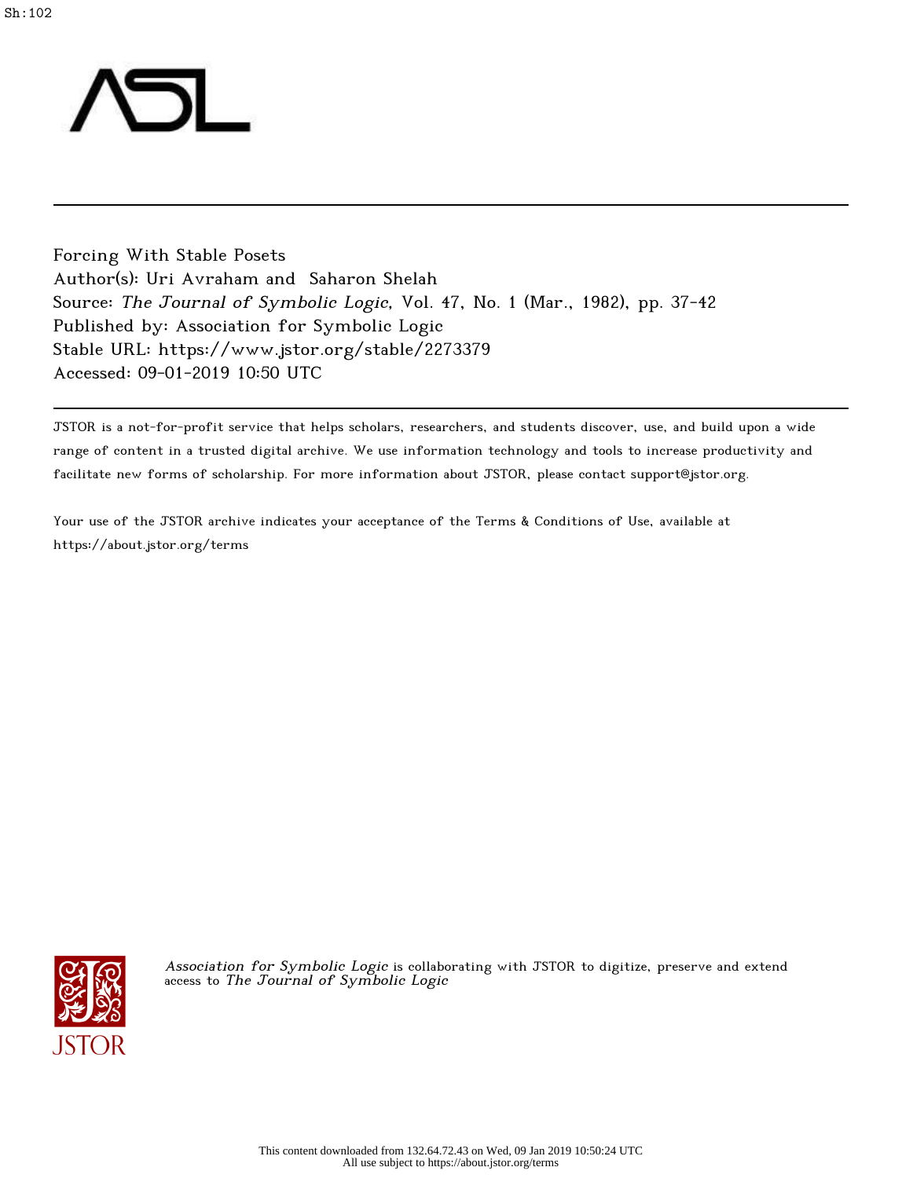Sh:102

Forcing With Stable Posets
Author(s): Uri Avraham and Saharon Shelah
Source: *The Journal of Symbolic Logic*, Vol. 47, No. 1 (Mar., 1982), pp. 37-42
Published by: Association for Symbolic Logic
Stable URL: https://www.jstor.org/stable/2273379
Accessed: 09-01-2019 10:50 UTC

JSTOR is a not-for-profit service that helps scholars, researchers, and students discover, use, and build upon a wide range of content in a trusted digital archive. We use information technology and tools to increase productivity and facilitate new forms of scholarship. For more information about JSTOR, please contact support@jstor.org.

Your use of the JSTOR archive indicates your acceptance of the Terms & Conditions of Use, available at https://about.jstor.org/terms

*Association for Symbolic Logic* is collaborating with JSTOR to digitize, preserve and extend access to *The Journal of Symbolic Logic*

This content downloaded from 132.64.72.43 on Wed, 09 Jan 2019 10:50:24 UTC
All use subject to https://about.jstor.org/terms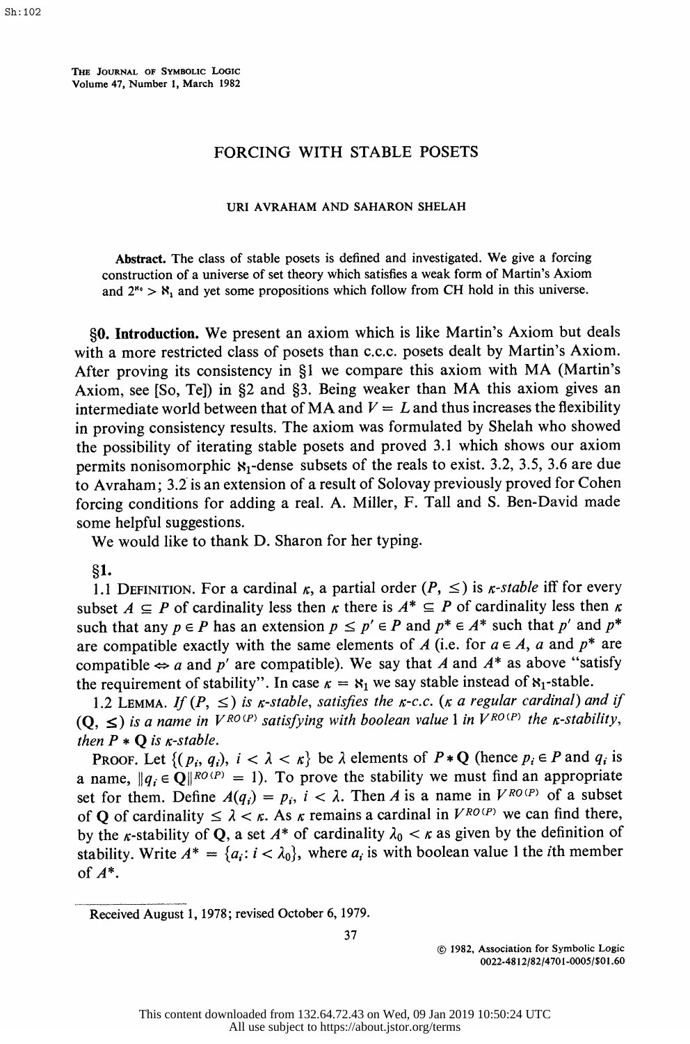THE JOURNAL OF SYMBOLIC LOGIC
Volume 47, Number 1, March 1982

# FORCING WITH STABLE POSETS

URI AVRAHAM AND SAHARON SHELAH

**Abstract.** The class of stable posets is defined and investigated. We give a forcing construction of a universe of set theory which satisfies a weak form of Martin's Axiom and $2^{\aleph_0} > \aleph_1$ and yet some propositions which follow from CH hold in this universe.

**§0. Introduction.** We present an axiom which is like Martin's Axiom but deals with a more restricted class of posets than c.c.c. posets dealt by Martin's Axiom. After proving its consistency in §1 we compare this axiom with MA (Martin's Axiom, see [So, Te]) in §2 and §3. Being weaker than MA this axiom gives an intermediate world between that of MA and $V = L$ and thus increases the flexibility in proving consistency results. The axiom was formulated by Shelah who showed the possibility of iterating stable posets and proved 3.1 which shows our axiom permits nonisomorphic $\aleph_1$-dense subsets of the reals to exist. 3.2, 3.5, 3.6 are due to Avraham; 3.2 is an extension of a result of Solovay previously proved for Cohen forcing conditions for adding a real. A. Miller, F. Tall and S. Ben-David made some helpful suggestions.

We would like to thank D. Sharon for her typing.

**§1.**

1.1 DEFINITION. For a cardinal $\kappa$, a partial order $(P, \leq)$ is *$\kappa$-stable* iff for every subset $A \subseteq P$ of cardinality less then $\kappa$ there is $A^* \subseteq P$ of cardinality less then $\kappa$ such that any $p \in P$ has an extension $p \leq p' \in P$ and $p^* \in A^*$ such that $p'$ and $p^*$ are compatible exactly with the same elements of $A$ (i.e. for $a \in A$, $a$ and $p^*$ are compatible $\Leftrightarrow$ $a$ and $p'$ are compatible). We say that $A$ and $A^*$ as above "satisfy the requirement of stability". In case $\kappa = \aleph_1$ we say stable instead of $\aleph_1$-stable.

1.2 LEMMA. *If $(P, \leq)$ is $\kappa$-stable, satisfies the $\kappa$-c.c. ($\kappa$ a regular cardinal) and if $(\mathbf{Q}, \leq)$ is a name in $V^{RO(P)}$ satisfying with boolean value 1 in $V^{RO(P)}$ the $\kappa$-stability, then $P * \mathbf{Q}$ is $\kappa$-stable.*

PROOF. Let $\{(p_i, q_i),\ i < \lambda < \kappa\}$ be $\lambda$ elements of $P * \mathbf{Q}$ (hence $p_i \in P$ and $q_i$ is a name, $\|q_i \in \mathbf{Q}\|^{RO(P)} = 1$). To prove the stability we must find an appropriate set for them. Define $A(q_i) = p_i$, $i < \lambda$. Then $A$ is a name in $V^{RO(P)}$ of a subset of $\mathbf{Q}$ of cardinality $\leq \lambda < \kappa$. As $\kappa$ remains a cardinal in $V^{RO(P)}$ we can find there, by the $\kappa$-stability of $\mathbf{Q}$, a set $A^*$ of cardinality $\lambda_0 < \kappa$ as given by the definition of stability. Write $A^* = \{a_i : i < \lambda_0\}$, where $a_i$ is with boolean value 1 the $i$th member of $A^*$.

Received August 1, 1978; revised October 6, 1979.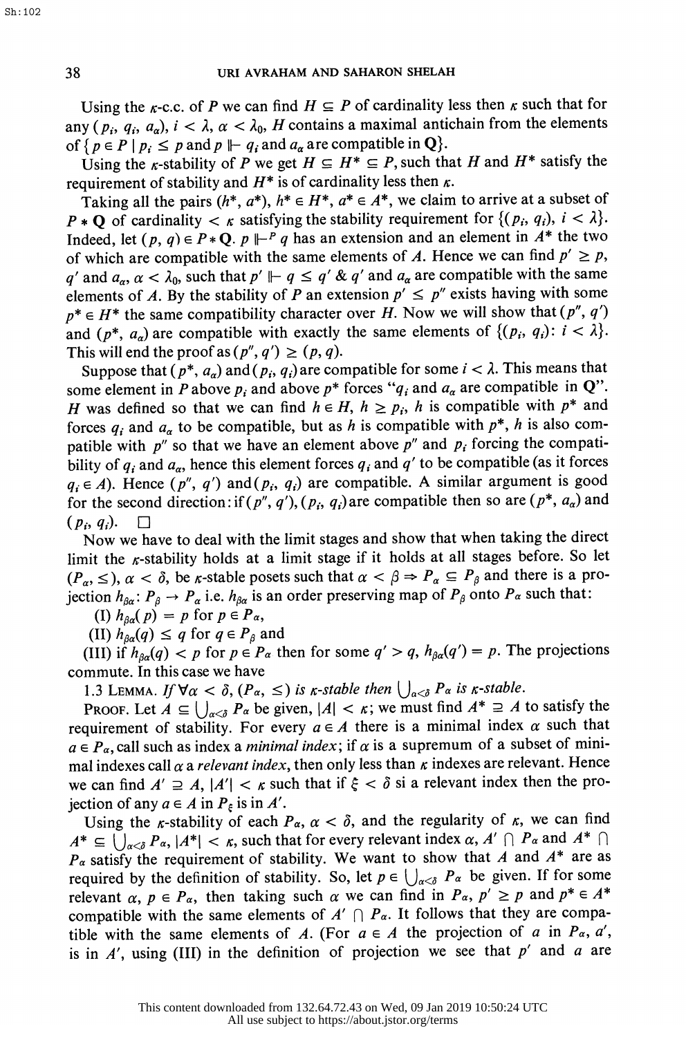Using the $\kappa$-c.c. of $P$ we can find $H \subseteq P$ of cardinality less then $\kappa$ such that for any $(p_i, q_i, a_\alpha)$, $i < \lambda$, $\alpha < \lambda_0$, $H$ contains a maximal antichain from the elements of $\{p \in P \mid p_i \leq p \text{ and } p \Vdash q_i \text{ and } a_\alpha \text{ are compatible in } \mathbf{Q}\}$.

Using the $\kappa$-stability of $P$ we get $H \subseteq H^* \subseteq P$, such that $H$ and $H^*$ satisfy the requirement of stability and $H^*$ is of cardinality less then $\kappa$.

Taking all the pairs $(h^*, a^*)$, $h^* \in H^*$, $a^* \in A^*$, we claim to arrive at a subset of $P * \mathbf{Q}$ of cardinality $< \kappa$ satisfying the stability requirement for $\{(p_i, q_i),\ i < \lambda\}$. Indeed, let $(p, q) \in P * \mathbf{Q}$. $p \Vdash^P q$ has an extension and an element in $A^*$ the two of which are compatible with the same elements of $A$. Hence we can find $p' \geq p$, $q'$ and $a_\alpha$, $\alpha < \lambda_0$, such that $p' \Vdash q \leq q'$ & $q'$ and $a_\alpha$ are compatible with the same elements of $A$. By the stability of $P$ an extension $p' \leq p''$ exists having with some $p^* \in H^*$ the same compatibility character over $H$. Now we will show that $(p'', q')$ and $(p^*, a_\alpha)$ are compatible with exactly the same elements of $\{(p_i, q_i): i < \lambda\}$. This will end the proof as $(p'', q') \geq (p, q)$.

Suppose that $(p^*, a_\alpha)$ and $(p_i, q_i)$ are compatible for some $i < \lambda$. This means that some element in $P$ above $p_i$ and above $p^*$ forces "$q_i$ and $a_\alpha$ are compatible in $\mathbf{Q}$". $H$ was defined so that we can find $h \in H$, $h \geq p_i$, $h$ is compatible with $p^*$ and forces $q_i$ and $a_\alpha$ to be compatible, but as $h$ is compatible with $p^*$, $h$ is also compatible with $p''$ so that we have an element above $p''$ and $p_i$ forcing the compatibility of $q_i$ and $a_\alpha$, hence this element forces $q_i$ and $q'$ to be compatible (as it forces $q_i \in A$). Hence $(p'', q')$ and $(p_i, q_i)$ are compatible. A similar argument is good for the second direction: if $(p'', q')$, $(p_i, q_i)$ are compatible then so are $(p^*, a_\alpha)$ and $(p_i, q_i)$. $\square$

Now we have to deal with the limit stages and show that when taking the direct limit the $\kappa$-stability holds at a limit stage if it holds at all stages before. So let $(P_\alpha, \leq)$, $\alpha < \delta$, be $\kappa$-stable posets such that $\alpha < \beta \Rightarrow P_\alpha \subseteq P_\beta$ and there is a projection $h_{\beta\alpha}: P_\beta \to P_\alpha$ i.e. $h_{\beta\alpha}$ is an order preserving map of $P_\beta$ onto $P_\alpha$ such that:

(I) $h_{\beta\alpha}(p) = p$ for $p \in P_\alpha$,

(II) $h_{\beta\alpha}(q) \leq q$ for $q \in P_\beta$ and

(III) if $h_{\beta\alpha}(q) < p$ for $p \in P_\alpha$ then for some $q' > q$, $h_{\beta\alpha}(q') = p$. The projections commute. In this case we have

1.3 Lemma. *If* $\forall \alpha < \delta$, $(P_\alpha, \leq)$ *is* $\kappa$-*stable then* $\bigcup_{\alpha<\delta} P_\alpha$ *is* $\kappa$-*stable.*

Proof. Let $A \subseteq \bigcup_{\alpha<\delta} P_\alpha$ be given, $|A| < \kappa$; we must find $A^* \supseteq A$ to satisfy the requirement of stability. For every $a \in A$ there is a minimal index $\alpha$ such that $a \in P_\alpha$, call such as index a *minimal index*; if $\alpha$ is a supremum of a subset of minimal indexes call $\alpha$ a *relevant index*, then only less than $\kappa$ indexes are relevant. Hence we can find $A' \supseteq A$, $|A'| < \kappa$ such that if $\xi < \delta$ si a relevant index then the projection of any $a \in A$ in $P_\xi$ is in $A'$.

Using the $\kappa$-stability of each $P_\alpha$, $\alpha < \delta$, and the regularity of $\kappa$, we can find $A^* \subseteq \bigcup_{\alpha<\delta} P_\alpha$, $|A^*| < \kappa$, such that for every relevant index $\alpha$, $A' \cap P_\alpha$ and $A^* \cap P_\alpha$ satisfy the requirement of stability. We want to show that $A$ and $A^*$ are as required by the definition of stability. So, let $p \in \bigcup_{\alpha<\delta} P_\alpha$ be given. If for some relevant $\alpha$, $p \in P_\alpha$, then taking such $\alpha$ we can find in $P_\alpha$, $p' \geq p$ and $p^* \in A^*$ compatible with the same elements of $A' \cap P_\alpha$. It follows that they are compatible with the same elements of $A$. (For $a \in A$ the projection of $a$ in $P_\alpha$, $a'$, is in $A'$, using (III) in the definition of projection we see that $p'$ and $a$ are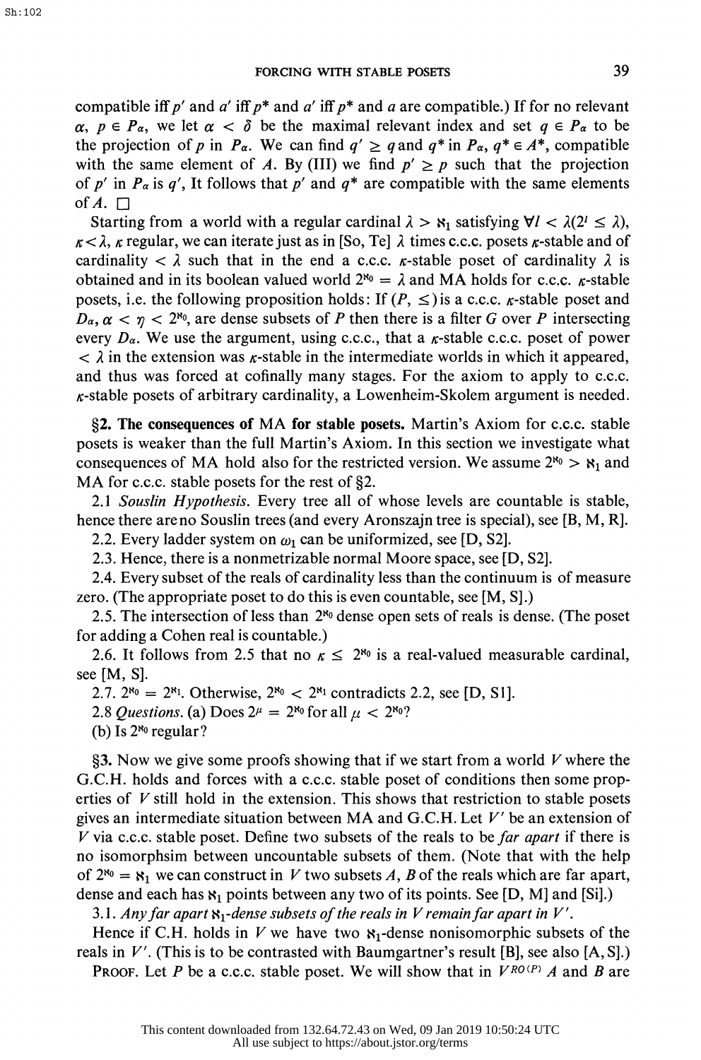compatible iff $p'$ and $a'$ iff $p^*$ and $a'$ iff $p^*$ and $a$ are compatible.) If for no relevant $\alpha$, $p \in P_\alpha$, we let $\alpha < \delta$ be the maximal relevant index and set $q \in P_\alpha$ to be the projection of $p$ in $P_\alpha$. We can find $q' \geq q$ and $q^*$ in $P_\alpha$, $q^* \in A^*$, compatible with the same element of $A$. By (III) we find $p' \geq p$ such that the projection of $p'$ in $P_\alpha$ is $q'$, It follows that $p'$ and $q^*$ are compatible with the same elements of $A$. □

Starting from a world with a regular cardinal $\lambda > \aleph_1$ satisfying $\forall l < \lambda (2^l \leq \lambda)$, $\kappa < \lambda$, $\kappa$ regular, we can iterate just as in [So, Te] $\lambda$ times c.c.c. posets $\kappa$-stable and of cardinality $< \lambda$ such that in the end a c.c.c. $\kappa$-stable poset of cardinality $\lambda$ is obtained and in its boolean valued world $2^{\aleph_0} = \lambda$ and MA holds for c.c.c. $\kappa$-stable posets, i.e. the following proposition holds: If $(P, \leq)$ is a c.c.c. $\kappa$-stable poset and $D_\alpha, \alpha < \eta < 2^{\aleph_0}$, are dense subsets of $P$ then there is a filter $G$ over $P$ intersecting every $D_\alpha$. We use the argument, using c.c.c., that a $\kappa$-stable c.c.c. poset of power $< \lambda$ in the extension was $\kappa$-stable in the intermediate worlds in which it appeared, and thus was forced at cofinally many stages. For the axiom to apply to c.c.c. $\kappa$-stable posets of arbitrary cardinality, a Lowenheim-Skolem argument is needed.

**§2. The consequences of** MA **for stable posets.** Martin's Axiom for c.c.c. stable posets is weaker than the full Martin's Axiom. In this section we investigate what consequences of MA hold also for the restricted version. We assume $2^{\aleph_0} > \aleph_1$ and MA for c.c.c. stable posets for the rest of §2.

2.1 *Souslin Hypothesis.* Every tree all of whose levels are countable is stable, hence there are no Souslin trees (and every Aronszajn tree is special), see [B, M, R].

2.2. Every ladder system on $\omega_1$ can be uniformized, see [D, S2].

2.3. Hence, there is a nonmetrizable normal Moore space, see [D, S2].

2.4. Every subset of the reals of cardinality less than the continuum is of measure zero. (The appropriate poset to do this is even countable, see [M, S].)

2.5. The intersection of less than $2^{\aleph_0}$ dense open sets of reals is dense. (The poset for adding a Cohen real is countable.)

2.6. It follows from 2.5 that no $\kappa \leq 2^{\aleph_0}$ is a real-valued measurable cardinal, see [M, S].

2.7. $2^{\aleph_0} = 2^{\aleph_1}$. Otherwise, $2^{\aleph_0} < 2^{\aleph_1}$ contradicts 2.2, see [D, S1].

2.8 *Questions.* (a) Does $2^\mu = 2^{\aleph_0}$ for all $\mu < 2^{\aleph_0}$?

(b) Is $2^{\aleph_0}$ regular?

§3. Now we give some proofs showing that if we start from a world $V$ where the G.C.H. holds and forces with a c.c.c. stable poset of conditions then some properties of $V$ still hold in the extension. This shows that restriction to stable posets gives an intermediate situation between MA and G.C.H. Let $V'$ be an extension of $V$ via c.c.c. stable poset. Define two subsets of the reals to be *far apart* if there is no isomorphsim between uncountable subsets of them. (Note that with the help of $2^{\aleph_0} = \aleph_1$ we can construct in $V$ two subsets $A$, $B$ of the reals which are far apart, dense and each has $\aleph_1$ points between any two of its points. See [D, M] and [Si].)

3.1. *Any far apart $\aleph_1$-dense subsets of the reals in $V$ remain far apart in $V'$.*

Hence if C.H. holds in $V$ we have two $\aleph_1$-dense nonisomorphic subsets of the reals in $V'$. (This is to be contrasted with Baumgartner's result [B], see also [A, S].)

PROOF. Let $P$ be a c.c.c. stable poset. We will show that in $V^{RO(P)}$ $A$ and $B$ are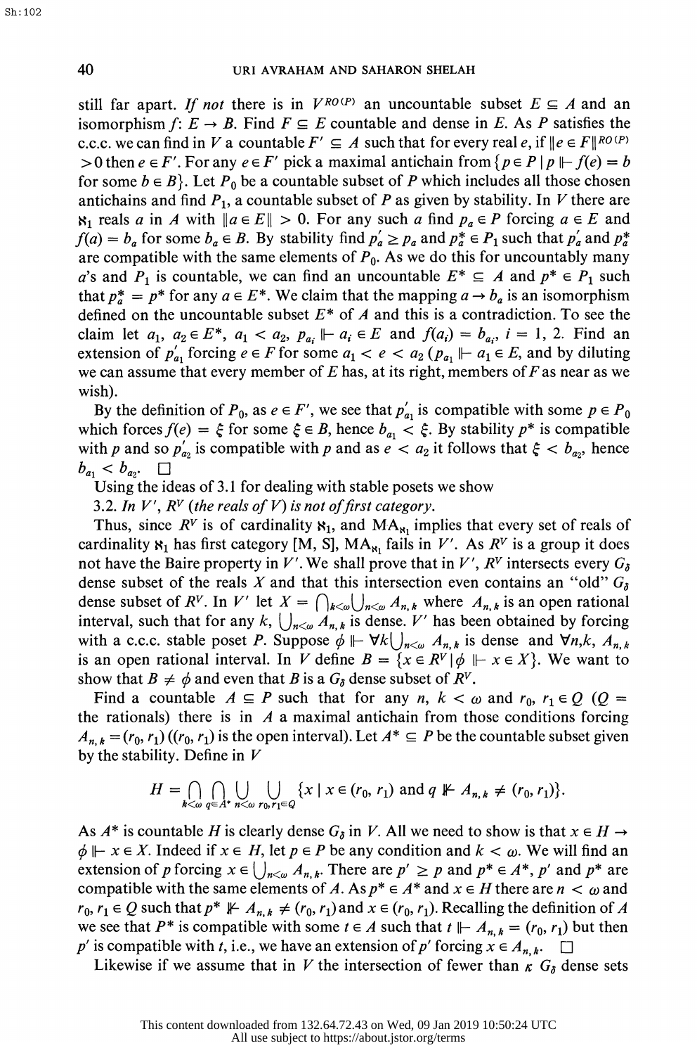still far apart. *If not* there is in $V^{RO(P)}$ an uncountable subset $E \subseteq A$ and an isomorphism $f: E \to B$. Find $F \subseteq E$ countable and dense in $E$. As $P$ satisfies the c.c.c. we can find in $V$ a countable $F' \subseteq A$ such that for every real $e$, if $\|e \in F\|^{RO(P)} > 0$ then $e \in F'$. For any $e \in F'$ pick a maximal antichain from $\{p \in P \mid p \Vdash f(e) = b$ for some $b \in B\}$. Let $P_0$ be a countable subset of $P$ which includes all those chosen antichains and find $P_1$, a countable subset of $P$ as given by stability. In $V$ there are $\aleph_1$ reals $a$ in $A$ with $\|a \in E\| > 0$. For any such $a$ find $p_a \in P$ forcing $a \in E$ and $f(a) = b_a$ for some $b_a \in B$. By stability find $p'_a \geq p_a$ and $p^*_a \in P_1$ such that $p'_a$ and $p^*_a$ are compatible with the same elements of $P_0$. As we do this for uncountably many $a$'s and $P_1$ is countable, we can find an uncountable $E^* \subseteq A$ and $p^* \in P_1$ such that $p^*_a = p^*$ for any $a \in E^*$. We claim that the mapping $a \to b_a$ is an isomorphism defined on the uncountable subset $E^*$ of $A$ and this is a contradiction. To see the claim let $a_1, a_2 \in E^*$, $a_1 < a_2$, $p_{a_i} \Vdash a_i \in E$ and $f(a_i) = b_{a_i}$, $i = 1, 2$. Find an extension of $p'_{a_1}$ forcing $e \in F$ for some $a_1 < e < a_2$ ($p_{a_1} \Vdash a_1 \in E$, and by diluting we can assume that every member of $E$ has, at its right, members of $F$ as near as we wish).

By the definition of $P_0$, as $e \in F'$, we see that $p'_{a_1}$ is compatible with some $p \in P_0$ which forces $f(e) = \xi$ for some $\xi \in B$, hence $b_{a_1} < \xi$. By stability $p^*$ is compatible with $p$ and so $p'_{a_2}$ is compatible with $p$ and as $e < a_2$ it follows that $\xi < b_{a_2}$, hence $b_{a_1} < b_{a_2}$. $\square$

Using the ideas of 3.1 for dealing with stable posets we show

3.2. *In $V'$, $R^V$ (the reals of $V$) is not of first category.*

Thus, since $R^V$ is of cardinality $\aleph_1$, and $MA_{\aleph_1}$ implies that every set of reals of cardinality $\aleph_1$ has first category [M, S], $MA_{\aleph_1}$ fails in $V'$. As $R^V$ is a group it does not have the Baire property in $V'$. We shall prove that in $V'$, $R^V$ intersects every $G_\delta$ dense subset of the reals $X$ and that this intersection even contains an "old" $G_\delta$ dense subset of $R^V$. In $V'$ let $X = \bigcap_{k<\omega} \bigcup_{n<\omega} A_{n,k}$ where $A_{n,k}$ is an open rational interval, such that for any $k$, $\bigcup_{n<\omega} A_{n,k}$ is dense. $V'$ has been obtained by forcing with a c.c.c. stable poset $P$. Suppose $\phi \Vdash \forall k \bigcup_{n<\omega} A_{n,k}$ is dense and $\forall n,k$, $A_{n,k}$ is an open rational interval. In $V$ define $B = \{x \in R^V \mid \phi \Vdash x \in X\}$. We want to show that $B \neq \phi$ and even that $B$ is a $G_\delta$ dense subset of $R^V$.

Find a countable $A \subseteq P$ such that for any $n$, $k < \omega$ and $r_0, r_1 \in Q$ ($Q =$ the rationals) there is in $A$ a maximal antichain from those conditions forcing $A_{n,k} = (r_0, r_1)$ ($(r_0, r_1)$ is the open interval). Let $A^* \subseteq P$ be the countable subset given by the stability. Define in $V$

$$H = \bigcap_{k<\omega} \bigcap_{q \in A^*} \bigcup_{n<\omega} \bigcup_{r_0, r_1 \in Q} \{x \mid x \in (r_0, r_1) \text{ and } q \nVdash A_{n,k} \neq (r_0, r_1)\}.$$

As $A^*$ is countable $H$ is clearly dense $G_\delta$ in $V$. All we need to show is that $x \in H \to \phi \Vdash x \in X$. Indeed if $x \in H$, let $p \in P$ be any condition and $k < \omega$. We will find an extension of $p$ forcing $x \in \bigcup_{n<\omega} A_{n,k}$. There are $p' \geq p$ and $p^* \in A^*$, $p'$ and $p^*$ are compatible with the same elements of $A$. As $p^* \in A^*$ and $x \in H$ there are $n < \omega$ and $r_0, r_1 \in Q$ such that $p^* \nVdash A_{n,k} \neq (r_0, r_1)$ and $x \in (r_0, r_1)$. Recalling the definition of $A$ we see that $P^*$ is compatible with some $t \in A$ such that $t \Vdash A_{n,k} = (r_0, r_1)$ but then $p'$ is compatible with $t$, i.e., we have an extension of $p'$ forcing $x \in A_{n,k}$. $\square$

Likewise if we assume that in $V$ the intersection of fewer than $\kappa$ $G_\delta$ dense sets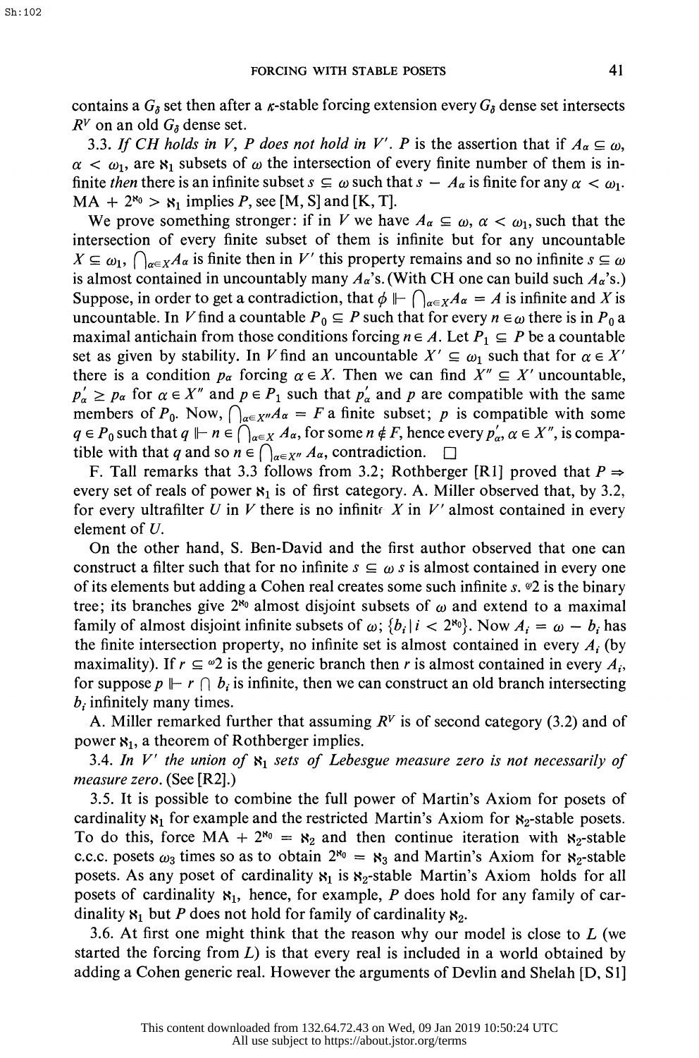contains a $G_\delta$ set then after a $\kappa$-stable forcing extension every $G_\delta$ dense set intersects $R^V$ on an old $G_\delta$ dense set.

3.3. *If CH holds in V, P does not hold in V'. P is the assertion that if $A_\alpha \subseteq \omega$, $\alpha < \omega_1$, are $\aleph_1$ subsets of $\omega$ the intersection of every finite number of them is infinite then there is an infinite subset $s \subseteq \omega$ such that $s - A_\alpha$ is finite for any $\alpha < \omega_1$.* $MA + 2^{\aleph_0} > \aleph_1$ implies $P$, see [M, S] and [K, T].

We prove something stronger: if in $V$ we have $A_\alpha \subseteq \omega$, $\alpha < \omega_1$, such that the intersection of every finite subset of them is infinite but for any uncountable $X \subseteq \omega_1$, $\bigcap_{\alpha \in X} A_\alpha$ is finite then in $V'$ this property remains and so no infinite $s \subseteq \omega$ is almost contained in uncountably many $A_\alpha$'s. (With CH one can build such $A_\alpha$'s.) Suppose, in order to get a contradiction, that $\phi \Vdash \bigcap_{\alpha \in X} A_\alpha = A$ is infinite and $X$ is uncountable. In $V$ find a countable $P_0 \subseteq P$ such that for every $n \in \omega$ there is in $P_0$ a maximal antichain from those conditions forcing $n \in A$. Let $P_1 \subseteq P$ be a countable set as given by stability. In $V$ find an uncountable $X' \subseteq \omega_1$ such that for $\alpha \in X'$ there is a condition $p_\alpha$ forcing $\alpha \in X$. Then we can find $X'' \subseteq X'$ uncountable, $p'_\alpha \geq p_\alpha$ for $\alpha \in X''$ and $p \in P_1$ such that $p'_\alpha$ and $p$ are compatible with the same members of $P_0$. Now, $\bigcap_{\alpha \in X''} A_\alpha = F$ a finite subset; $p$ is compatible with some $q \in P_0$ such that $q \Vdash n \in \bigcap_{\alpha \in X} A_\alpha$, for some $n \notin F$, hence every $p'_\alpha$, $\alpha \in X''$, is compatible with that $q$ and so $n \in \bigcap_{\alpha \in X''} A_\alpha$, contradiction. $\square$

F. Tall remarks that 3.3 follows from 3.2; Rothberger [R1] proved that $P \Rightarrow$ every set of reals of power $\aleph_1$ is of first category. A. Miller observed that, by 3.2, for every ultrafilter $U$ in $V$ there is no infinite $X$ in $V'$ almost contained in every element of $U$.

On the other hand, S. Ben-David and the first author observed that one can construct a filter such that for no infinite $s \subseteq \omega$ $s$ is almost contained in every one of its elements but adding a Cohen real creates some such infinite $s$. ${}^{\omega}2$ is the binary tree; its branches give $2^{\aleph_0}$ almost disjoint subsets of $\omega$ and extend to a maximal family of almost disjoint infinite subsets of $\omega$; $\{b_i \mid i < 2^{\aleph_0}\}$. Now $A_i = \omega - b_i$ has the finite intersection property, no infinite set is almost contained in every $A_i$ (by maximality). If $r \subseteq {}^{\omega}2$ is the generic branch then $r$ is almost contained in every $A_i$, for suppose $p \Vdash r \cap b_i$ is infinite, then we can construct an old branch intersecting $b_i$ infinitely many times.

A. Miller remarked further that assuming $R^V$ is of second category (3.2) and of power $\aleph_1$, a theorem of Rothberger implies.

3.4. *In V' the union of $\aleph_1$ sets of Lebesgue measure zero is not necessarily of measure zero.* (See [R2].)

3.5. It is possible to combine the full power of Martin's Axiom for posets of cardinality $\aleph_1$ for example and the restricted Martin's Axiom for $\aleph_2$-stable posets. To do this, force $MA + 2^{\aleph_0} = \aleph_2$ and then continue iteration with $\aleph_2$-stable c.c.c. posets $\omega_3$ times so as to obtain $2^{\aleph_0} = \aleph_3$ and Martin's Axiom for $\aleph_2$-stable posets. As any poset of cardinality $\aleph_1$ is $\aleph_2$-stable Martin's Axiom holds for all posets of cardinality $\aleph_1$, hence, for example, $P$ does hold for any family of cardinality $\aleph_1$ but $P$ does not hold for family of cardinality $\aleph_2$.

3.6. At first one might think that the reason why our model is close to $L$ (we started the forcing from $L$) is that every real is included in a world obtained by adding a Cohen generic real. However the arguments of Devlin and Shelah [D, S1]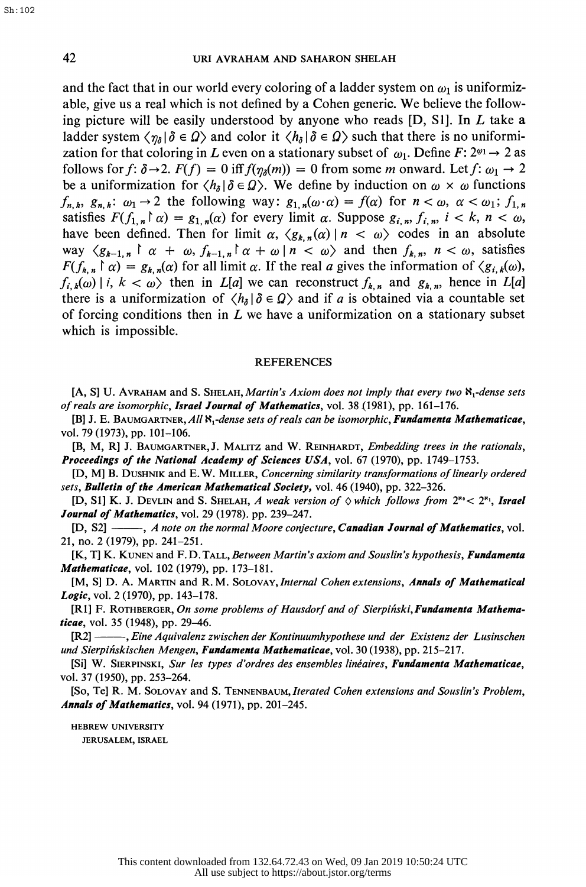and the fact that in our world every coloring of a ladder system on $\omega_1$ is uniformizable, give us a real which is not defined by a Cohen generic. We believe the following picture will be easily understood by anyone who reads [D, S1]. In $L$ take a ladder system $\langle \eta_\delta \mid \delta \in \Omega \rangle$ and color it $\langle h_\delta \mid \delta \in \Omega \rangle$ such that there is no uniformization for that coloring in $L$ even on a stationary subset of $\omega_1$. Define $F: 2^{\omega_1} \to 2$ as follows for $f: \delta \to 2$. $F(f) = 0$ iff $f(\eta_\delta(m)) = 0$ from some $m$ onward. Let $f: \omega_1 \to 2$ be a uniformization for $\langle h_\delta \mid \delta \in \Omega \rangle$. We define by induction on $\omega \times \omega$ functions $f_{n,k}$, $g_{n,k}$: $\omega_1 \to 2$ the following way: $g_{1,n}(\omega \cdot \alpha) = f(\alpha)$ for $n < \omega$, $\alpha < \omega_1$; $f_{1,n}$ satisfies $F(f_{1,n} \restriction \alpha) = g_{1,n}(\alpha)$ for every limit $\alpha$. Suppose $g_{i,n}$, $f_{i,n}$, $i < k$, $n < \omega$, have been defined. Then for limit $\alpha$, $\langle g_{k,n}(\alpha) \mid n < \omega \rangle$ codes in an absolute way $\langle g_{k-1,n} \restriction \alpha + \omega, f_{k-1,n} \restriction \alpha + \omega \mid n < \omega \rangle$ and then $f_{k,n}$, $n < \omega$, satisfies $F(f_{k,n} \restriction \alpha) = g_{k,n}(\alpha)$ for all limit $\alpha$. If the real $a$ gives the information of $\langle g_{i,k}(\omega), f_{i,k}(\omega) \mid i, k < \omega \rangle$ then in $L[a]$ we can reconstruct $f_{k,n}$ and $g_{k,n}$, hence in $L[a]$ there is a uniformization of $\langle h_\delta \mid \delta \in \Omega \rangle$ and if $a$ is obtained via a countable set of forcing conditions then in $L$ we have a uniformization on a stationary subset which is impossible.

## REFERENCES

[A, S] U. Avraham and S. Shelah, *Martin's Axiom does not imply that every two $\aleph_1$-dense sets of reals are isomorphic*, **Israel Journal of Mathematics**, vol. 38 (1981), pp. 161–176.

[B] J. E. Baumgartner, *All $\aleph_1$-dense sets of reals can be isomorphic*, **Fundamenta Mathematicae**, vol. 79 (1973), pp. 101–106.

[B, M, R] J. Baumgartner, J. Malitz and W. Reinhardt, *Embedding trees in the rationals*, **Proceedings of the National Academy of Sciences USA**, vol. 67 (1970), pp. 1749–1753.

[D, M] B. Dushnik and E. W. Miller, *Concerning similarity transformations of linearly ordered sets*, **Bulletin of the American Mathematical Society**, vol. 46 (1940), pp. 322–326.

[D, S1] K. J. Devlin and S. Shelah, *A weak version of $\diamond$ which follows from $2^{\aleph_0} < 2^{\aleph_1}$*, **Israel Journal of Mathematics**, vol. 29 (1978). pp. 239–247.

[D, S2] ———, *A note on the normal Moore conjecture*, **Canadian Journal of Mathematics**, vol. 21, no. 2 (1979), pp. 241–251.

[K, T] K. Kunen and F. D. Tall, *Between Martin's axiom and Souslin's hypothesis*, **Fundamenta Mathematicae**, vol. 102 (1979), pp. 173–181.

[M, S] D. A. Martin and R. M. Solovay, *Internal Cohen extensions*, **Annals of Mathematical Logic**, vol. 2 (1970), pp. 143–178.

[R1] F. Rothberger, *On some problems of Hausdorf and of Sierpiński*, **Fundamenta Mathematicae**, vol. 35 (1948), pp. 29–46.

[R2] ———, *Eine Aquivalenz zwischen der Kontinuumhypothese und der Existenz der Lusinschen und Sierpińskischen Mengen*, **Fundamenta Mathematicae**, vol. 30 (1938), pp. 215–217.

[Si] W. Sierpinski, *Sur les types d'ordres des ensembles linéaires*, **Fundamenta Mathematicae**, vol. 37 (1950), pp. 253–264.

[So, Te] R. M. Solovay and S. Tennenbaum, *Iterated Cohen extensions and Souslin's Problem*, **Annals of Mathematics**, vol. 94 (1971), pp. 201–245.

HEBREW UNIVERSITY
JERUSALEM, ISRAEL